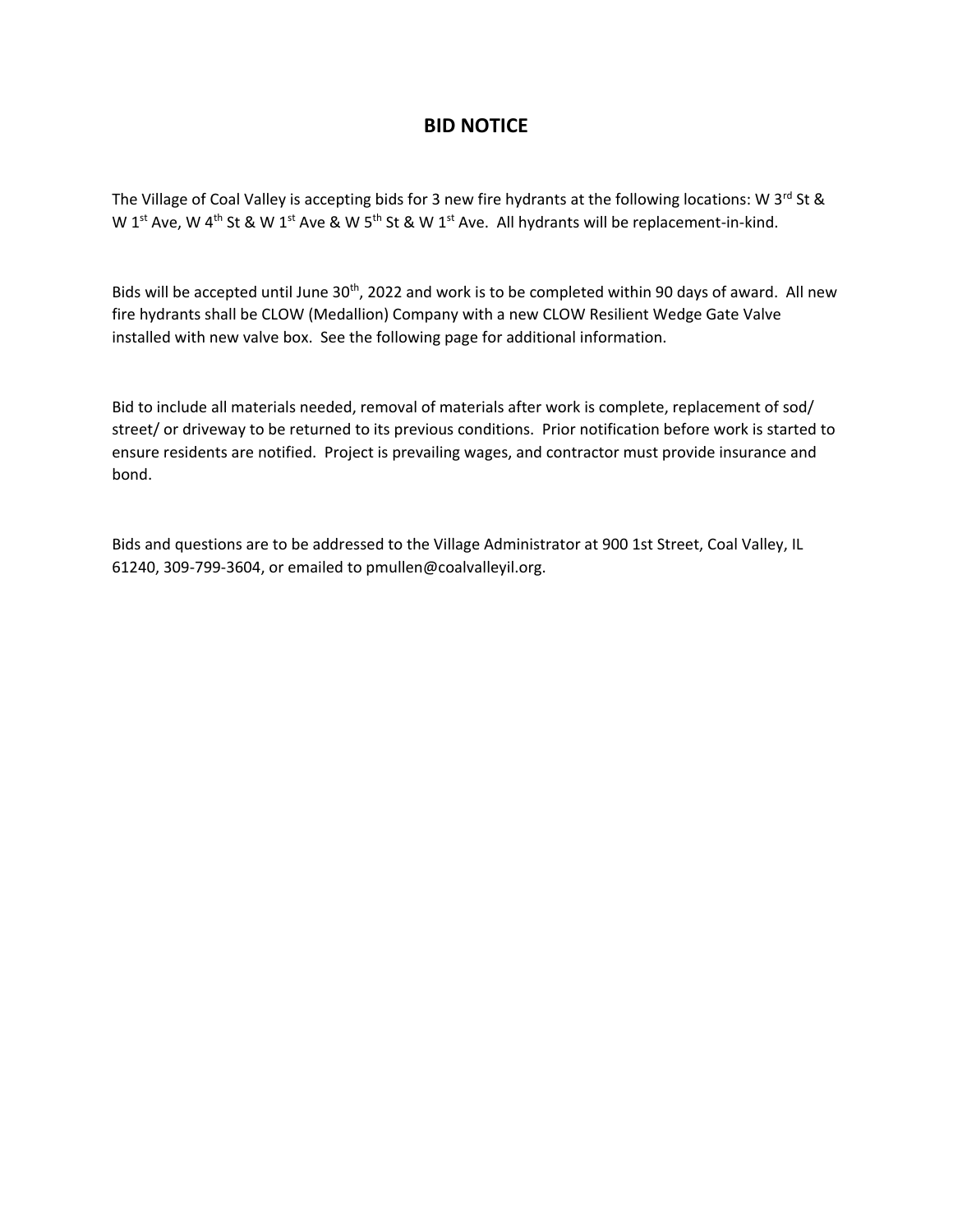# BID NOTICE

The Village of Coal Valley is accepting bids for 3 new fire hydrants at the following locations: W 3rd St & W 1st Ave, W 4th St & W 1st Ave & W 5th St & W 1st Ave. All hydrants will be replacement-in-kind.

Bids will be accepted until June 30th, 2022 and work is to be completed within 90 days of award. All new fire hydrants shall be CLOW (Medallion) Company with a new CLOW Resilient Wedge Gate Valve installed with new valve box. See the following page for additional information.

Bid to include all materials needed, removal of materials after work is complete, replacement of sod/ street/ or driveway to be returned to its previous conditions. Prior notification before work is started to ensure residents are notified. Project is prevailing wages, and contractor must provide insurance and bond.

Bids and questions are to be addressed to the Village Administrator at 900 1st Street, Coal Valley, IL 61240, 309-799-3604, or emailed to pmullen@coalvalleyil.org.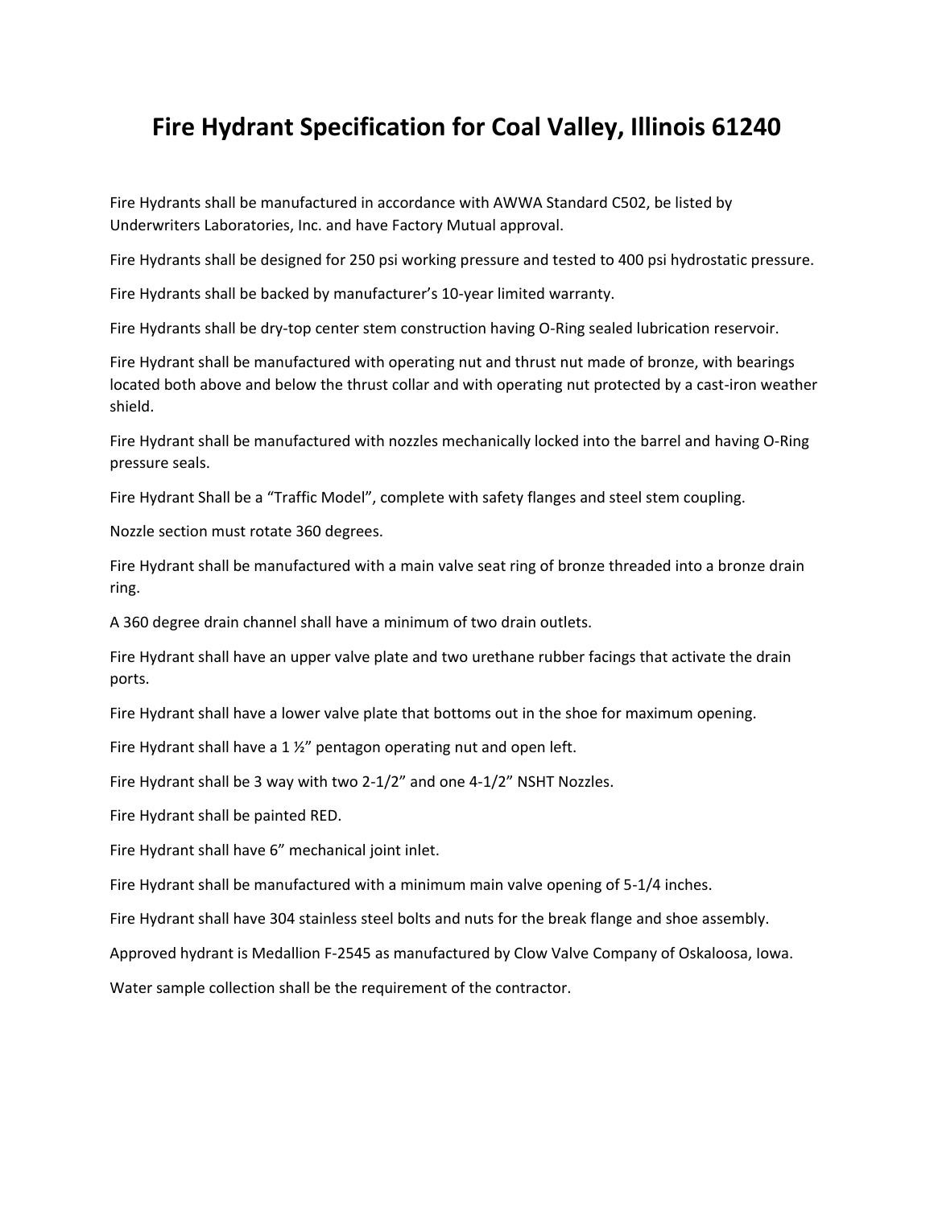# Fire Hydrant Specification for Coal Valley, Illinois 61240

Fire Hydrants shall be manufactured in accordance with AWWA Standard C502, be listed by Underwriters Laboratories, Inc. and have Factory Mutual approval.

Fire Hydrants shall be designed for 250 psi working pressure and tested to 400 psi hydrostatic pressure.

Fire Hydrants shall be backed by manufacturer's 10-year limited warranty.

Fire Hydrants shall be dry-top center stem construction having O-Ring sealed lubrication reservoir.

Fire Hydrant shall be manufactured with operating nut and thrust nut made of bronze, with bearings located both above and below the thrust collar and with operating nut protected by a cast-iron weather shield.

Fire Hydrant shall be manufactured with nozzles mechanically locked into the barrel and having O-Ring pressure seals.

Fire Hydrant Shall be a "Traffic Model", complete with safety flanges and steel stem coupling.

Nozzle section must rotate 360 degrees.

Fire Hydrant shall be manufactured with a main valve seat ring of bronze threaded into a bronze drain ring.

A 360 degree drain channel shall have a minimum of two drain outlets.

Fire Hydrant shall have an upper valve plate and two urethane rubber facings that activate the drain ports.

Fire Hydrant shall have a lower valve plate that bottoms out in the shoe for maximum opening.

Fire Hydrant shall have a 1 ½" pentagon operating nut and open left.

Fire Hydrant shall be 3 way with two 2-1/2" and one 4-1/2" NSHT Nozzles.

Fire Hydrant shall be painted RED.

Fire Hydrant shall have 6" mechanical joint inlet.

Fire Hydrant shall be manufactured with a minimum main valve opening of 5-1/4 inches.

Fire Hydrant shall have 304 stainless steel bolts and nuts for the break flange and shoe assembly.

Approved hydrant is Medallion F-2545 as manufactured by Clow Valve Company of Oskaloosa, Iowa.

Water sample collection shall be the requirement of the contractor.